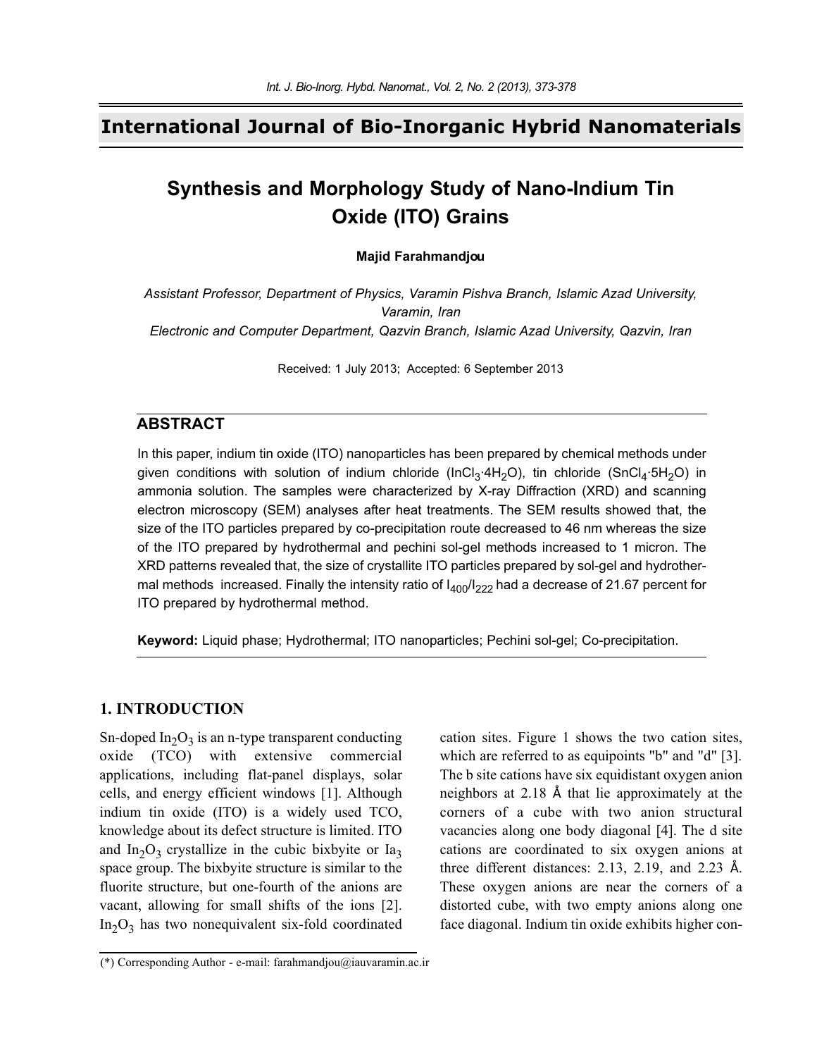# International Journal of Bio-Inorganic Hybrid Nanomaterials

## Synthesis and Morphology Study of Nano-Indium Tin Oxide (ITO) Grains

**Majid Farahmandjou**

*Assistant Professor, Department of Physics, Varamin Pishva Branch, Islamic Azad University, Varamin, Iran*

*Electronic and Computer Department, Qazvin Branch, Islamic Azad University, Qazvin, Iran*

Received: 1 July 2013; Accepted: 6 September 2013

## ABSTRACT

In this paper, indium tin oxide (ITO) nanoparticles has been prepared by chemical methods under given conditions with solution of indium chloride ($InCl_3 \cdot 4H_2O$), tin chloride ($SnCl_4 \cdot 5H_2O$) in ammonia solution. The samples were characterized by X-ray Diffraction (XRD) and scanning electron microscopy (SEM) analyses after heat treatments. The SEM results showed that, the size of the ITO particles prepared by co-precipitation route decreased to 46 nm whereas the size of the ITO prepared by hydrothermal and pechini sol-gel methods increased to 1 micron. The XRD patterns revealed that, the size of crystallite ITO particles prepared by sol-gel and hydrothermal methods increased. Finally the intensity ratio of $I_{400}/I_{222}$ had a decrease of 21.67 percent for ITO prepared by hydrothermal method.

**Keyword:** Liquid phase; Hydrothermal; ITO nanoparticles; Pechini sol-gel; Co-precipitation.

## 1. INTRODUCTION

Sn-doped $In_2O_3$ is an n-type transparent conducting oxide (TCO) with extensive commercial applications, including flat-panel displays, solar cells, and energy efficient windows [1]. Although indium tin oxide (ITO) is a widely used TCO, knowledge about its defect structure is limited. ITO and $In_2O_3$ crystallize in the cubic bixbyite or $Ia_3$ space group. The bixbyite structure is similar to the fluorite structure, but one-fourth of the anions are vacant, allowing for small shifts of the ions [2]. $In_2O_3$ has two nonequivalent six-fold coordinated cation sites. Figure 1 shows the two cation sites, which are referred to as equipoints "b" and "d" [3]. The b site cations have six equidistant oxygen anion neighbors at 2.18 Å that lie approximately at the corners of a cube with two anion structural vacancies along one body diagonal [4]. The d site cations are coordinated to six oxygen anions at three different distances: 2.13, 2.19, and 2.23 Å. These oxygen anions are near the corners of a distorted cube, with two empty anions along one face diagonal. Indium tin oxide exhibits higher con-

(*) Corresponding Author - e-mail: farahmandjou@iauvaramin.ac.ir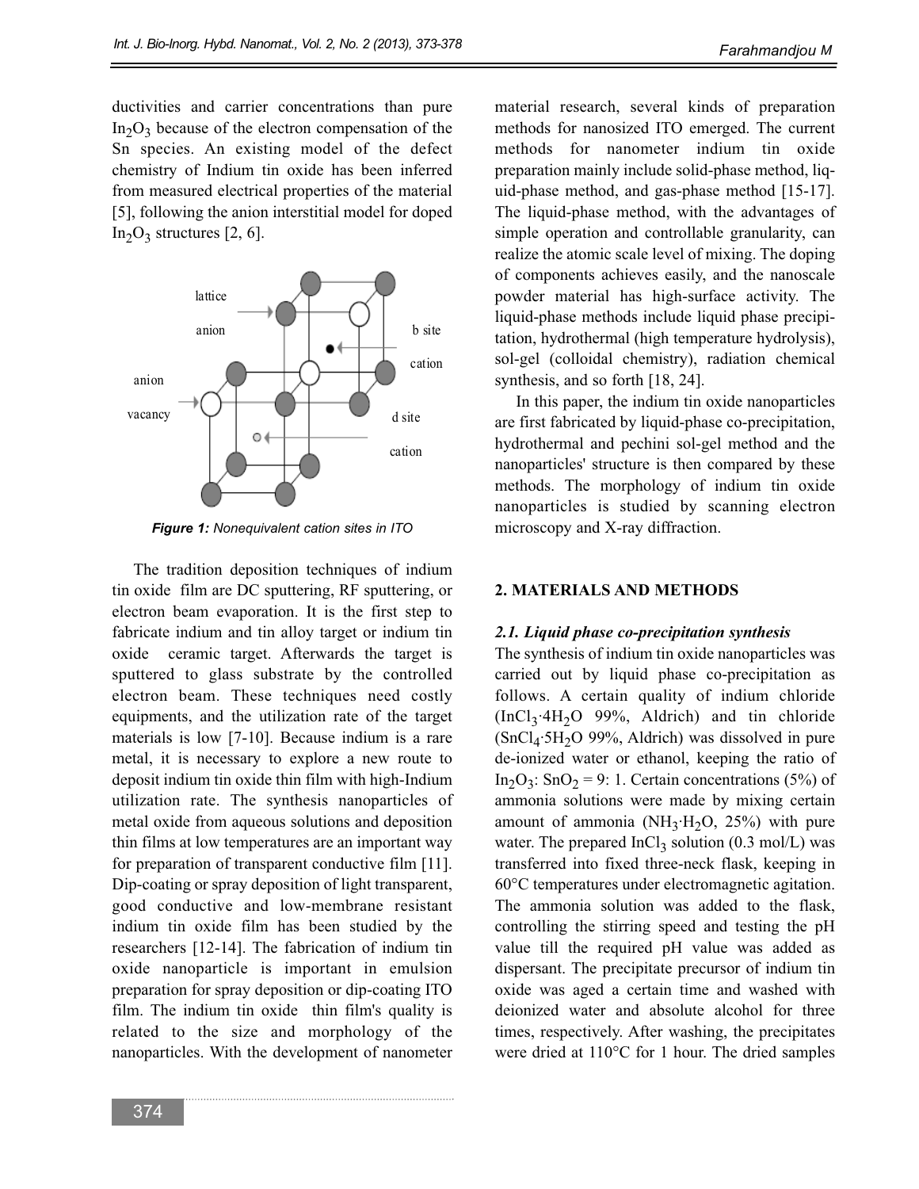ductivities and carrier concentrations than pure $In_2O_3$ because of the electron compensation of the Sn species. An existing model of the defect chemistry of Indium tin oxide has been inferred from measured electrical properties of the material [5], following the anion interstitial model for doped $In_2O_3$ structures [2, 6].

*Figure 1: Nonequivalent cation sites in ITO*

The tradition deposition techniques of indium tin oxide film are DC sputtering, RF sputtering, or electron beam evaporation. It is the first step to fabricate indium and tin alloy target or indium tin oxide ceramic target. Afterwards the target is sputtered to glass substrate by the controlled electron beam. These techniques need costly equipments, and the utilization rate of the target materials is low [7-10]. Because indium is a rare metal, it is necessary to explore a new route to deposit indium tin oxide thin film with high-Indium utilization rate. The synthesis nanoparticles of metal oxide from aqueous solutions and deposition thin films at low temperatures are an important way for preparation of transparent conductive film [11]. Dip-coating or spray deposition of light transparent, good conductive and low-membrane resistant indium tin oxide film has been studied by the researchers [12-14]. The fabrication of indium tin oxide nanoparticle is important in emulsion preparation for spray deposition or dip-coating ITO film. The indium tin oxide thin film's quality is related to the size and morphology of the nanoparticles. With the development of nanometer material research, several kinds of preparation methods for nanosized ITO emerged. The current methods for nanometer indium tin oxide preparation mainly include solid-phase method, liquid-phase method, and gas-phase method [15-17]. The liquid-phase method, with the advantages of simple operation and controllable granularity, can realize the atomic scale level of mixing. The doping of components achieves easily, and the nanoscale powder material has high-surface activity. The liquid-phase methods include liquid phase precipitation, hydrothermal (high temperature hydrolysis), sol-gel (colloidal chemistry), radiation chemical synthesis, and so forth [18, 24].

In this paper, the indium tin oxide nanoparticles are first fabricated by liquid-phase co-precipitation, hydrothermal and pechini sol-gel method and the nanoparticles' structure is then compared by these methods. The morphology of indium tin oxide nanoparticles is studied by scanning electron microscopy and X-ray diffraction.

## 2. MATERIALS AND METHODS

### *2.1. Liquid phase co-precipitation synthesis*

The synthesis of indium tin oxide nanoparticles was carried out by liquid phase co-precipitation as follows. A certain quality of indium chloride ($InCl_3 \cdot 4H_2O$ 99%, Aldrich) and tin chloride ($SnCl_4 \cdot 5H_2O$ 99%, Aldrich) was dissolved in pure de-ionized water or ethanol, keeping the ratio of $In_2O_3$: $SnO_2$ = 9: 1. Certain concentrations (5%) of ammonia solutions were made by mixing certain amount of ammonia ($NH_3 \cdot H_2O$, 25%) with pure water. The prepared $InCl_3$ solution (0.3 mol/L) was transferred into fixed three-neck flask, keeping in 60°C temperatures under electromagnetic agitation. The ammonia solution was added to the flask, controlling the stirring speed and testing the pH value till the required pH value was added as dispersant. The precipitate precursor of indium tin oxide was aged a certain time and washed with deionized water and absolute alcohol for three times, respectively. After washing, the precipitates were dried at 110°C for 1 hour. The dried samples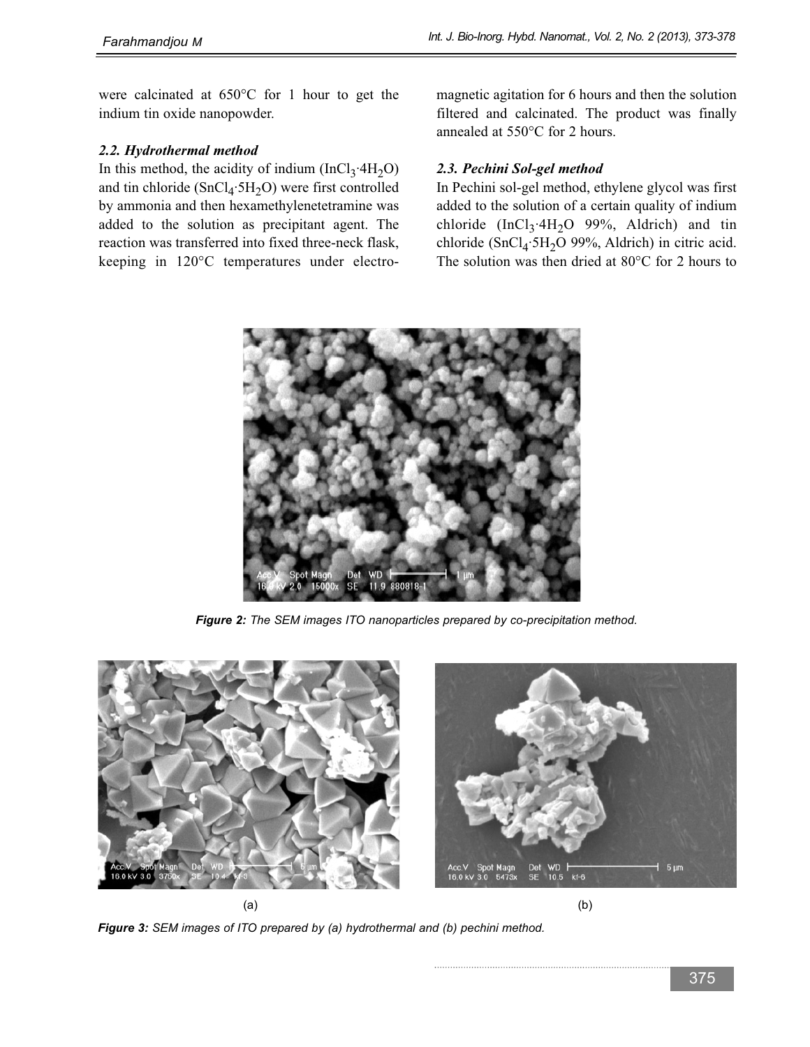were calcinated at 650°C for 1 hour to get the indium tin oxide nanopowder.

### *2.2. Hydrothermal method*

In this method, the acidity of indium ($InCl_3 \cdot 4H_2O$) and tin chloride ($SnCl_4 \cdot 5H_2O$) were first controlled by ammonia and then hexamethylenetetramine was added to the solution as precipitant agent. The reaction was transferred into fixed three-neck flask, keeping in 120°C temperatures under electro-magnetic agitation for 6 hours and then the solution filtered and calcinated. The product was finally annealed at 550°C for 2 hours.

### *2.3. Pechini Sol-gel method*

In Pechini sol-gel method, ethylene glycol was first added to the solution of a certain quality of indium chloride ($InCl_3 \cdot 4H_2O$ 99%, Aldrich) and tin chloride ($SnCl_4 \cdot 5H_2O$ 99%, Aldrich) in citric acid. The solution was then dried at 80°C for 2 hours to

***Figure 2:*** *The SEM images ITO nanoparticles prepared by co-precipitation method.*

(a) (b)

***Figure 3:*** *SEM images of ITO prepared by (a) hydrothermal and (b) pechini method.*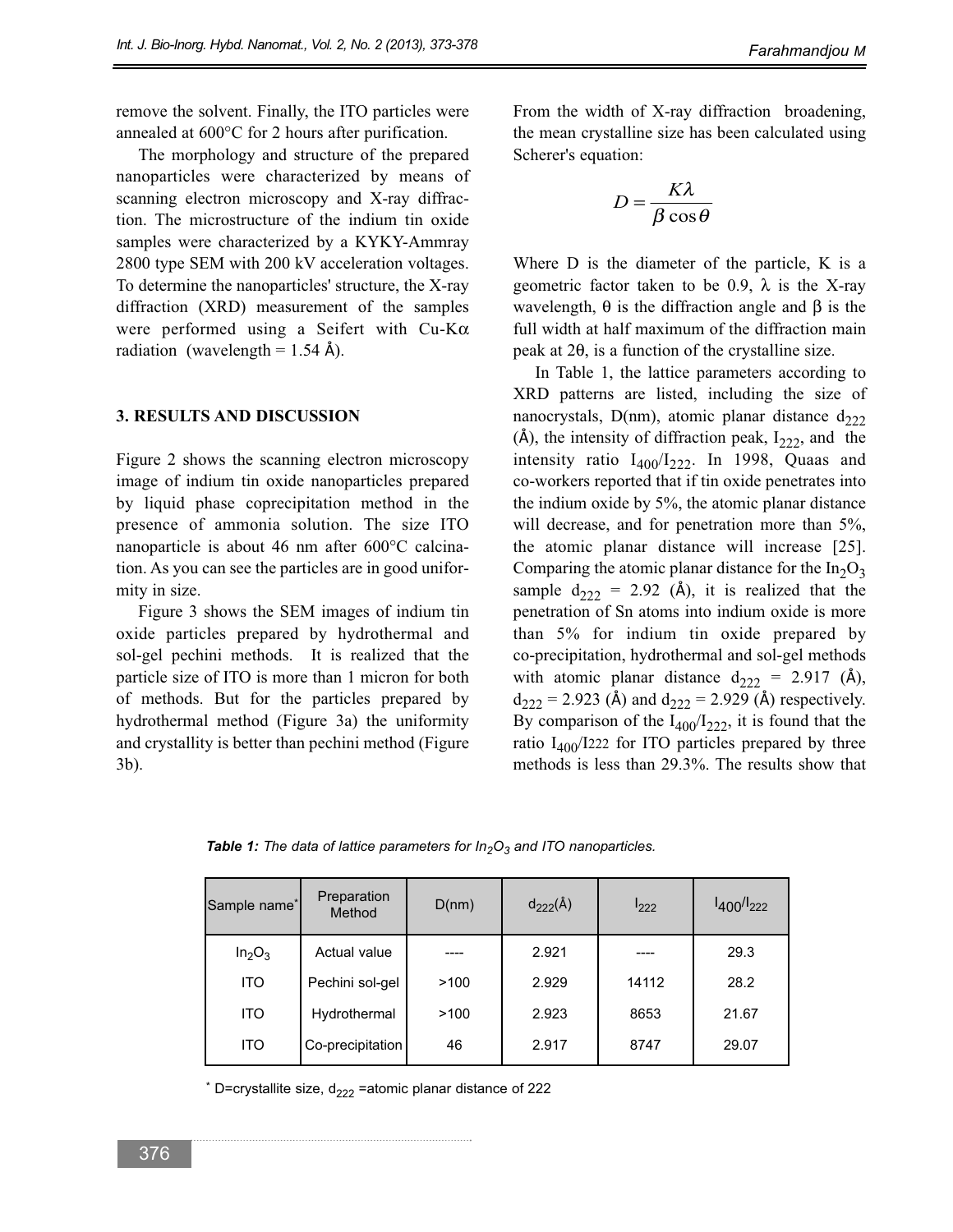remove the solvent. Finally, the ITO particles were annealed at 600°C for 2 hours after purification.

The morphology and structure of the prepared nanoparticles were characterized by means of scanning electron microscopy and X-ray diffraction. The microstructure of the indium tin oxide samples were characterized by a KYKY-Ammray 2800 type SEM with 200 kV acceleration voltages. To determine the nanoparticles' structure, the X-ray diffraction (XRD) measurement of the samples were performed using a Seifert with Cu-K$\alpha$ radiation (wavelength = 1.54 Å).

## 3. RESULTS AND DISCUSSION

Figure 2 shows the scanning electron microscopy image of indium tin oxide nanoparticles prepared by liquid phase coprecipitation method in the presence of ammonia solution. The size ITO nanoparticle is about 46 nm after 600°C calcination. As you can see the particles are in good uniformity in size.

Figure 3 shows the SEM images of indium tin oxide particles prepared by hydrothermal and sol-gel pechini methods. It is realized that the particle size of ITO is more than 1 micron for both of methods. But for the particles prepared by hydrothermal method (Figure 3a) the uniformity and crystallity is better than pechini method (Figure 3b).

From the width of X-ray diffraction broadening, the mean crystalline size has been calculated using Scherer's equation:

$$D = \frac{K\lambda}{\beta \cos\theta}$$

Where D is the diameter of the particle, K is a geometric factor taken to be 0.9, $\lambda$ is the X-ray wavelength, $\theta$ is the diffraction angle and $\beta$ is the full width at half maximum of the diffraction main peak at 2$\theta$, is a function of the crystalline size.

In Table 1, the lattice parameters according to XRD patterns are listed, including the size of nanocrystals, D(nm), atomic planar distance $d_{222}$ (Å), the intensity of diffraction peak, $I_{222}$, and the intensity ratio $I_{400}/I_{222}$. In 1998, Quaas and co-workers reported that if tin oxide penetrates into the indium oxide by 5%, the atomic planar distance will decrease, and for penetration more than 5%, the atomic planar distance will increase [25]. Comparing the atomic planar distance for the $In_2O_3$ sample $d_{222}$ = 2.92 (Å), it is realized that the penetration of Sn atoms into indium oxide is more than 5% for indium tin oxide prepared by co-precipitation, hydrothermal and sol-gel methods with atomic planar distance $d_{222}$ = 2.917 (Å), $d_{222}$ = 2.923 (Å) and $d_{222}$ = 2.929 (Å) respectively. By comparison of the $I_{400}/I_{222}$, it is found that the ratio $I_{400}/I_{222}$ for ITO particles prepared by three methods is less than 29.3%. The results show that

***Table 1:*** *The data of lattice parameters for $In_2O_3$ and ITO nanoparticles.*

| Sample name* | Preparation Method | D(nm) | $d_{222}$(Å) | $I_{222}$ | $I_{400}/I_{222}$ |
|---|---|---|---|---|---|
| $In_2O_3$ | Actual value | ---- | 2.921 | ---- | 29.3 |
| ITO | Pechini sol-gel | >100 | 2.929 | 14112 | 28.2 |
| ITO | Hydrothermal | >100 | 2.923 | 8653 | 21.67 |
| ITO | Co-precipitation | 46 | 2.917 | 8747 | 29.07 |

* D=crystallite size, $d_{222}$ =atomic planar distance of 222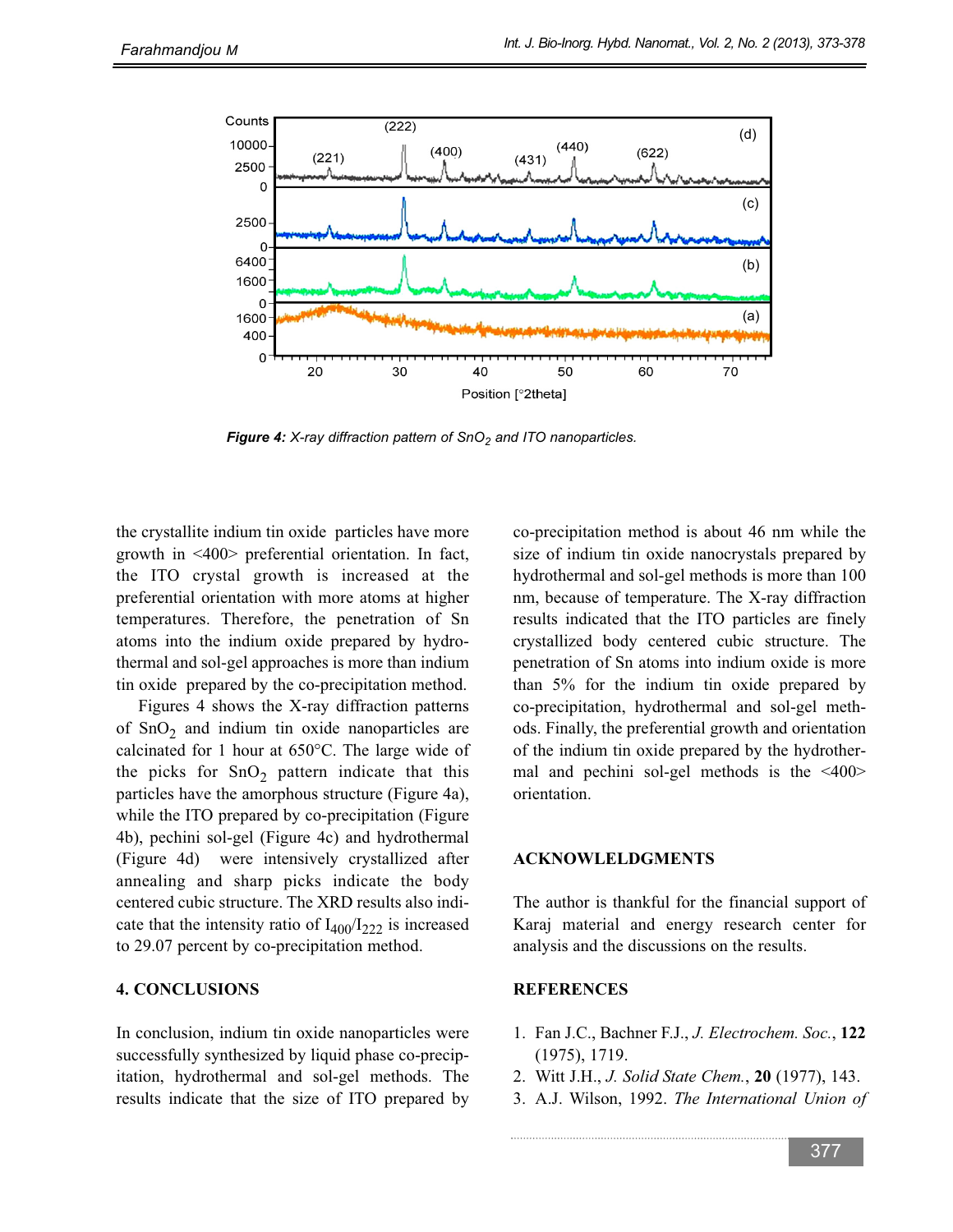*Figure 4: X-ray diffraction pattern of $SnO_2$ and ITO nanoparticles.*

the crystallite indium tin oxide particles have more growth in <400> preferential orientation. In fact, the ITO crystal growth is increased at the preferential orientation with more atoms at higher temperatures. Therefore, the penetration of Sn atoms into the indium oxide prepared by hydrothermal and sol-gel approaches is more than indium tin oxide prepared by the co-precipitation method.

Figures 4 shows the X-ray diffraction patterns of $SnO_2$ and indium tin oxide nanoparticles are calcinated for 1 hour at 650°C. The large wide of the picks for $SnO_2$ pattern indicate that this particles have the amorphous structure (Figure 4a), while the ITO prepared by co-precipitation (Figure 4b), pechini sol-gel (Figure 4c) and hydrothermal (Figure 4d) were intensively crystallized after annealing and sharp picks indicate the body centered cubic structure. The XRD results also indicate that the intensity ratio of $I_{400}/I_{222}$ is increased to 29.07 percent by co-precipitation method.

## 4. CONCLUSIONS

In conclusion, indium tin oxide nanoparticles were successfully synthesized by liquid phase co-precipitation, hydrothermal and sol-gel methods. The results indicate that the size of ITO prepared by co-precipitation method is about 46 nm while the size of indium tin oxide nanocrystals prepared by hydrothermal and sol-gel methods is more than 100 nm, because of temperature. The X-ray diffraction results indicated that the ITO particles are finely crystallized body centered cubic structure. The penetration of Sn atoms into indium oxide is more than 5% for the indium tin oxide prepared by co-precipitation, hydrothermal and sol-gel methods. Finally, the preferential growth and orientation of the indium tin oxide prepared by the hydrothermal and pechini sol-gel methods is the <400> orientation.

## ACKNOWELDGMENTS

The author is thankful for the financial support of Karaj material and energy research center for analysis and the discussions on the results.

## REFERENCES

1. Fan J.C., Bachner F.J., *J. Electrochem. Soc.*, **122** (1975), 1719.
2. Witt J.H., *J. Solid State Chem.*, **20** (1977), 143.
3. A.J. Wilson, 1992. *The International Union of*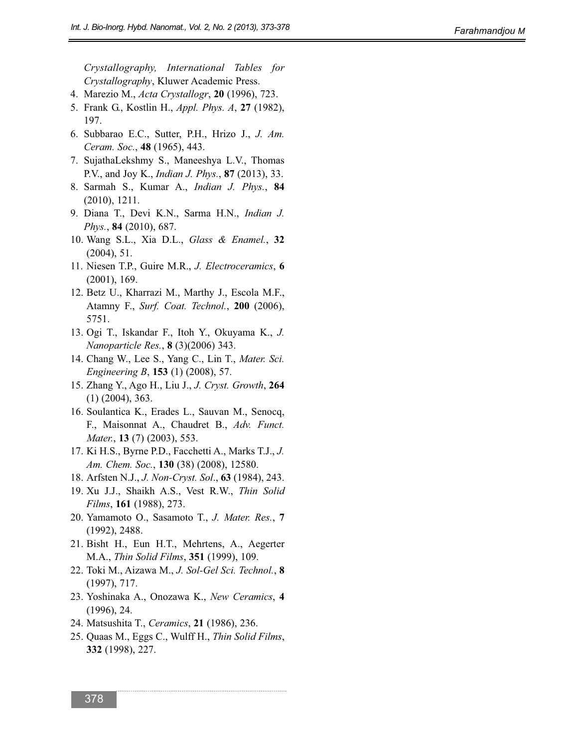*Crystallography, International Tables for Crystallography*, Kluwer Academic Press.

4. Marezio M., *Acta Crystallogr*, **20** (1996), 723.
5. Frank G., Kostlin H., *Appl. Phys. A*, **27** (1982), 197.
6. Subbarao E.C., Sutter, P.H., Hrizo J., *J. Am. Ceram. Soc.*, **48** (1965), 443.
7. SujathaLekshmy S., Maneeshya L.V., Thomas P.V., and Joy K., *Indian J. Phys.*, **87** (2013), 33.
8. Sarmah S., Kumar A., *Indian J. Phys.*, **84** (2010), 1211.
9. Diana T., Devi K.N., Sarma H.N., *Indian J. Phys.*, **84** (2010), 687.
10. Wang S.L., Xia D.L., *Glass & Enamel.*, **32** (2004), 51.
11. Niesen T.P., Guire M.R., *J. Electroceramics*, **6** (2001), 169.
12. Betz U., Kharrazi M., Marthy J., Escola M.F., Atamny F., *Surf. Coat. Technol.*, **200** (2006), 5751.
13. Ogi T., Iskandar F., Itoh Y., Okuyama K., *J. Nanoparticle Res.*, **8** (3)(2006) 343.
14. Chang W., Lee S., Yang C., Lin T., *Mater. Sci. Engineering B*, **153** (1) (2008), 57.
15. Zhang Y., Ago H., Liu J., *J. Cryst. Growth*, **264** (1) (2004), 363.
16. Soulantica K., Erades L., Sauvan M., Senocq, F., Maisonnat A., Chaudret B., *Adv. Funct. Mater.*, **13** (7) (2003), 553.
17. Ki H.S., Byrne P.D., Facchetti A., Marks T.J., *J. Am. Chem. Soc.*, **130** (38) (2008), 12580.
18. Arfsten N.J., *J. Non-Cryst. Sol*., **63** (1984), 243.
19. Xu J.J., Shaikh A.S., Vest R.W., *Thin Solid Films*, **161** (1988), 273.
20. Yamamoto O., Sasamoto T., *J. Mater. Res.*, **7** (1992), 2488.
21. Bisht H., Eun H.T., Mehrtens, A., Aegerter M.A., *Thin Solid Films*, **351** (1999), 109.
22. Toki M., Aizawa M., *J. Sol-Gel Sci. Technol.*, **8** (1997), 717.
23. Yoshinaka A., Onozawa K., *New Ceramics*, **4** (1996), 24.
24. Matsushita T., *Ceramics*, **21** (1986), 236.
25. Quaas M., Eggs C., Wulff H., *Thin Solid Films*, **332** (1998), 227.